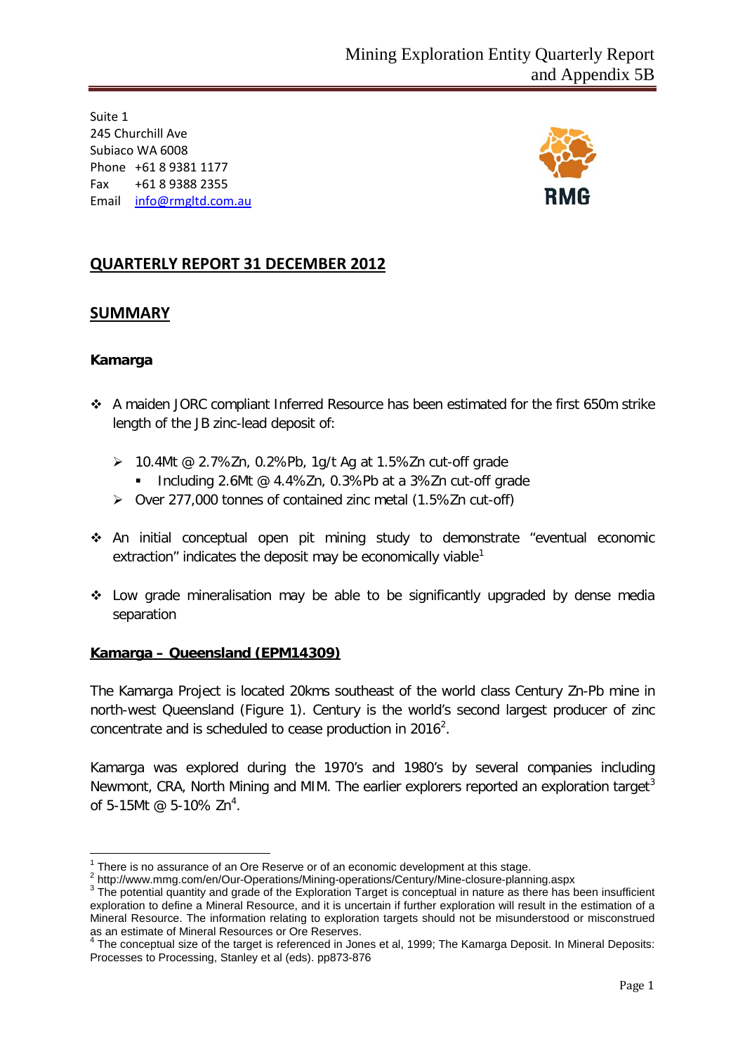# Mining Exploration Entity Quarterly Report and Appendix 5B

Suite 1
245 Churchill Ave
Subiaco WA 6008
Phone +61 8 9381 1177
Fax +61 8 9388 2355
Email info@rmgltd.com.au

RMG

## QUARTERLY REPORT 31 DECEMBER 2012

## SUMMARY

### Kamarga

- A maiden JORC compliant Inferred Resource has been estimated for the first 650m strike length of the JB zinc-lead deposit of:
  - 10.4Mt @ 2.7%Zn, 0.2%Pb, 1g/t Ag at 1.5%Zn cut-off grade
    - Including 2.6Mt @ 4.4%Zn, 0.3%Pb at a 3%Zn cut-off grade
  - Over 277,000 tonnes of contained zinc metal (1.5%Zn cut-off)
- An initial conceptual open pit mining study to demonstrate "eventual economic extraction" indicates the deposit may be economically viable[1]
- Low grade mineralisation may be able to be significantly upgraded by dense media separation

### Kamarga – Queensland (EPM14309)

The Kamarga Project is located 20kms southeast of the world class Century Zn-Pb mine in north-west Queensland (Figure 1). Century is the world's second largest producer of zinc concentrate and is scheduled to cease production in 2016[2].

Kamarga was explored during the 1970's and 1980's by several companies including Newmont, CRA, North Mining and MIM. The earlier explorers reported an exploration target[3] of 5-15Mt @ 5-10% Zn[4].

---

[1] There is no assurance of an Ore Reserve or of an economic development at this stage.
[2] http://www.mmg.com/en/Our-Operations/Mining-operations/Century/Mine-closure-planning.aspx
[3] The potential quantity and grade of the Exploration Target is conceptual in nature as there has been insufficient exploration to define a Mineral Resource, and it is uncertain if further exploration will result in the estimation of a Mineral Resource. The information relating to exploration targets should not be misunderstood or misconstrued as an estimate of Mineral Resources or Ore Reserves.
[4] The conceptual size of the target is referenced in Jones et al, 1999; The Kamarga Deposit. In Mineral Deposits: Processes to Processing, Stanley et al (eds). pp873-876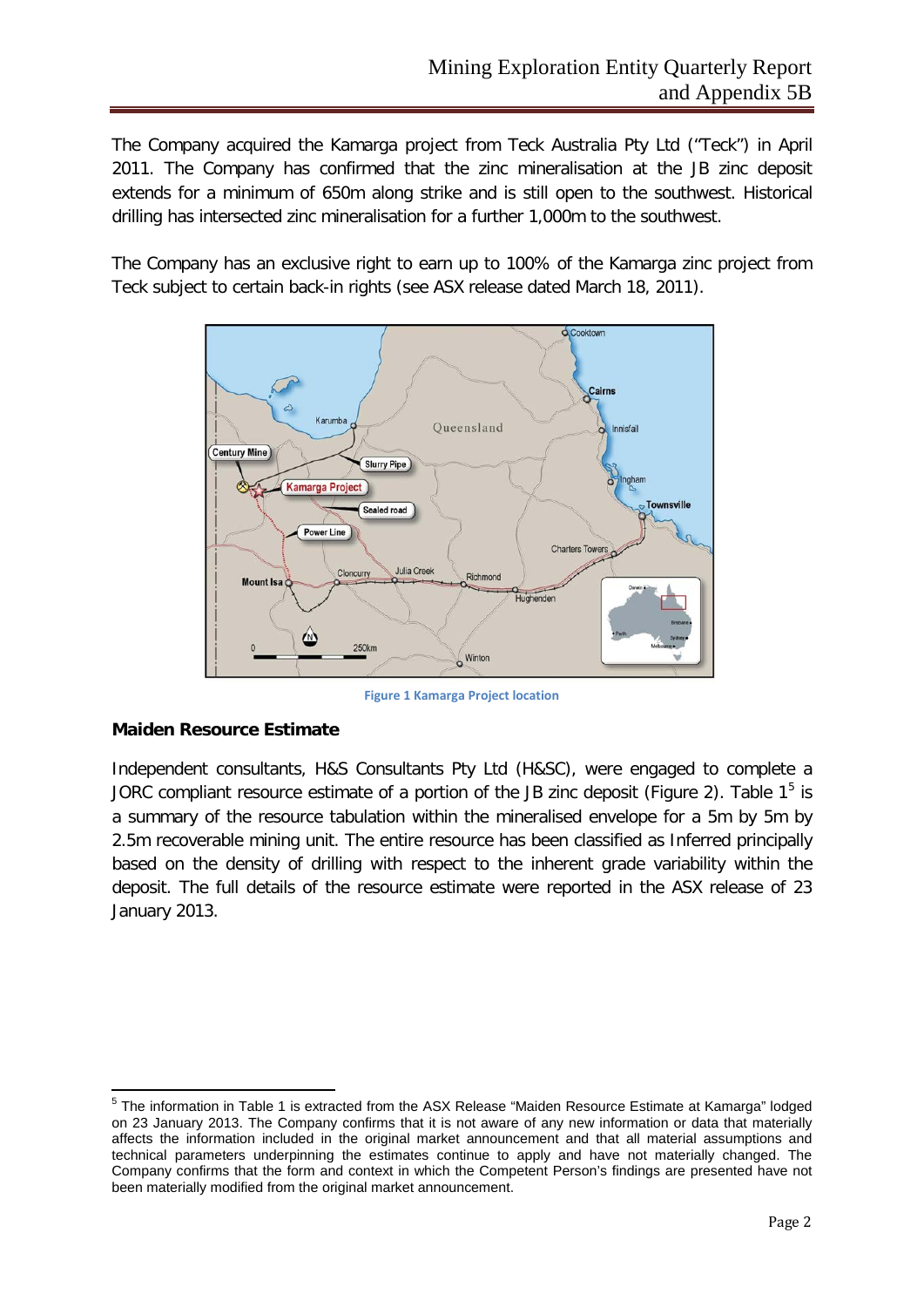The Company acquired the Kamarga project from Teck Australia Pty Ltd ("Teck") in April 2011. The Company has confirmed that the zinc mineralisation at the JB zinc deposit extends for a minimum of 650m along strike and is still open to the southwest. Historical drilling has intersected zinc mineralisation for a further 1,000m to the southwest.

The Company has an exclusive right to earn up to 100% of the Kamarga zinc project from Teck subject to certain back-in rights (see ASX release dated March 18, 2011).

Cooktown
Cairns
Karumba
Queensland
Innisfail
Century Mine
Slurry Pipe
Kamarga Project
Ingham
Townsville
Sealed road
Power Line
Charters Towers
Cloncurry
Julia Creek
Richmond
Mount Isa
Hughenden
0
250km
Winton

Figure 1 Kamarga Project location

**Maiden Resource Estimate**

Independent consultants, H&S Consultants Pty Ltd (H&SC), were engaged to complete a JORC compliant resource estimate of a portion of the JB zinc deposit (Figure 2). Table 1[5] is a summary of the resource tabulation within the mineralised envelope for a 5m by 5m by 2.5m recoverable mining unit. The entire resource has been classified as Inferred principally based on the density of drilling with respect to the inherent grade variability within the deposit. The full details of the resource estimate were reported in the ASX release of 23 January 2013.

[5] The information in Table 1 is extracted from the ASX Release "Maiden Resource Estimate at Kamarga" lodged on 23 January 2013. The Company confirms that it is not aware of any new information or data that materially affects the information included in the original market announcement and that all material assumptions and technical parameters underpinning the estimates continue to apply and have not materially changed. The Company confirms that the form and context in which the Competent Person's findings are presented have not been materially modified from the original market announcement.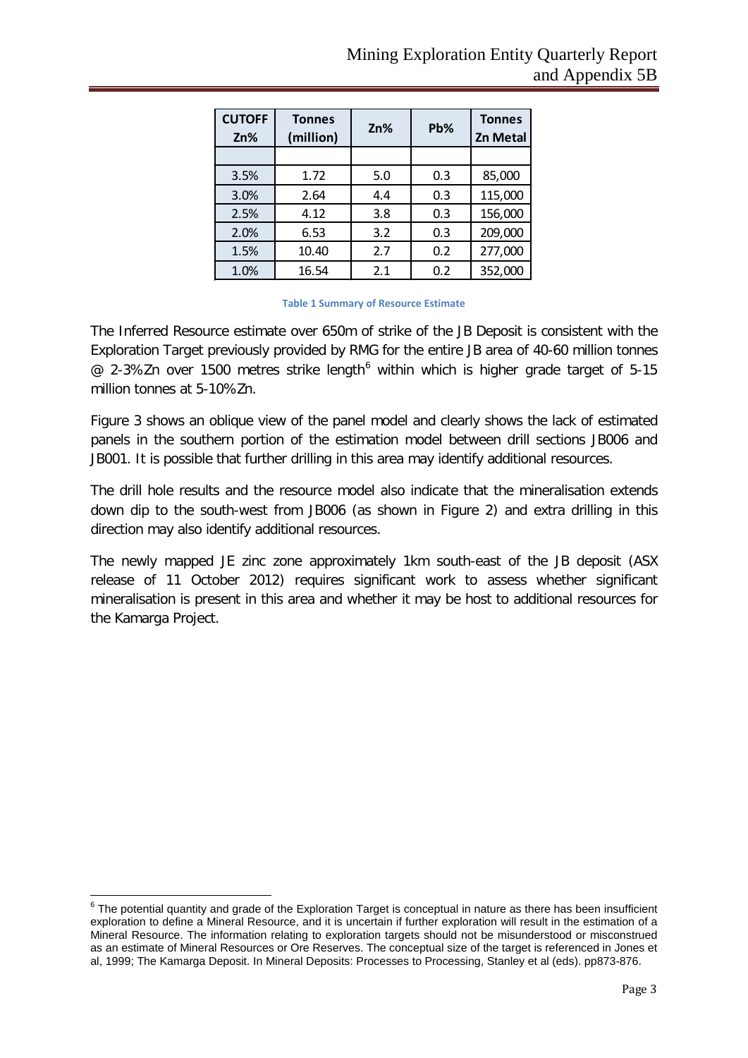| CUTOFF Zn% | Tonnes (million) | Zn% | Pb% | Tonnes Zn Metal |
|---|---|---|---|---|
| | | | | |
| 3.5% | 1.72 | 5.0 | 0.3 | 85,000 |
| 3.0% | 2.64 | 4.4 | 0.3 | 115,000 |
| 2.5% | 4.12 | 3.8 | 0.3 | 156,000 |
| 2.0% | 6.53 | 3.2 | 0.3 | 209,000 |
| 1.5% | 10.40 | 2.7 | 0.2 | 277,000 |
| 1.0% | 16.54 | 2.1 | 0.2 | 352,000 |

**Table 1 Summary of Resource Estimate**

The Inferred Resource estimate over 650m of strike of the JB Deposit is consistent with the Exploration Target previously provided by RMG for the entire JB area of 40-60 million tonnes @ 2-3%Zn over 1500 metres strike length[6] within which is higher grade target of 5-15 million tonnes at 5-10%Zn.

Figure 3 shows an oblique view of the panel model and clearly shows the lack of estimated panels in the southern portion of the estimation model between drill sections JB006 and JB001. It is possible that further drilling in this area may identify additional resources.

The drill hole results and the resource model also indicate that the mineralisation extends down dip to the south-west from JB006 (as shown in Figure 2) and extra drilling in this direction may also identify additional resources.

The newly mapped JE zinc zone approximately 1km south-east of the JB deposit (ASX release of 11 October 2012) requires significant work to assess whether significant mineralisation is present in this area and whether it may be host to additional resources for the Kamarga Project.

---

[6] The potential quantity and grade of the Exploration Target is conceptual in nature as there has been insufficient exploration to define a Mineral Resource, and it is uncertain if further exploration will result in the estimation of a Mineral Resource. The information relating to exploration targets should not be misunderstood or misconstrued as an estimate of Mineral Resources or Ore Reserves. The conceptual size of the target is referenced in Jones et al, 1999; The Kamarga Deposit. In Mineral Deposits: Processes to Processing, Stanley et al (eds). pp873-876.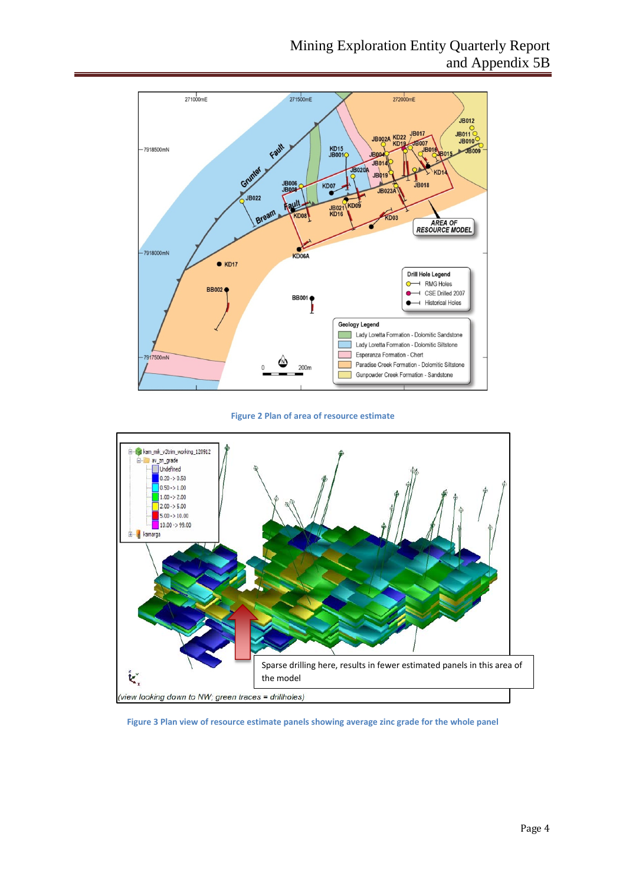Figure 2 Plan of area of resource estimate

Sparse drilling here, results in fewer estimated panels in this area of the model

Figure 3 Plan view of resource estimate panels showing average zinc grade for the whole panel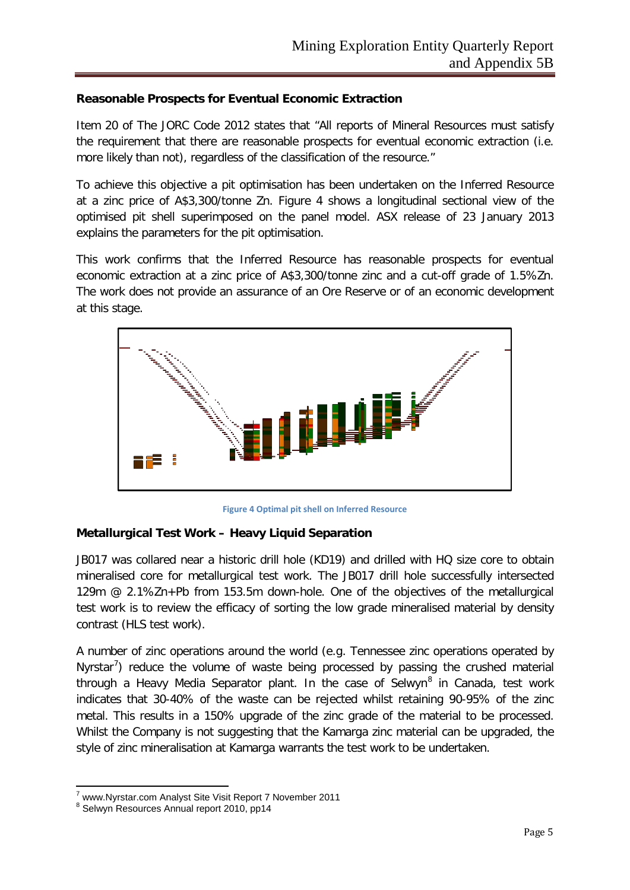**Reasonable Prospects for Eventual Economic Extraction**

Item 20 of The JORC Code 2012 states that "All reports of Mineral Resources must satisfy the requirement that there are reasonable prospects for eventual economic extraction (i.e. more likely than not), regardless of the classification of the resource."

To achieve this objective a pit optimisation has been undertaken on the Inferred Resource at a zinc price of A$3,300/tonne Zn. Figure 4 shows a longitudinal sectional view of the optimised pit shell superimposed on the panel model. ASX release of 23 January 2013 explains the parameters for the pit optimisation.

This work confirms that the Inferred Resource has reasonable prospects for eventual economic extraction at a zinc price of A$3,300/tonne zinc and a cut-off grade of 1.5%Zn. The work does not provide an assurance of an Ore Reserve or of an economic development at this stage.

Figure 4 Optimal pit shell on Inferred Resource

**Metallurgical Test Work – Heavy Liquid Separation**

JB017 was collared near a historic drill hole (KD19) and drilled with HQ size core to obtain mineralised core for metallurgical test work. The JB017 drill hole successfully intersected 129m @ 2.1%Zn+Pb from 153.5m down-hole. One of the objectives of the metallurgical test work is to review the efficacy of sorting the low grade mineralised material by density contrast (HLS test work).

A number of zinc operations around the world (e.g. Tennessee zinc operations operated by Nyrstar[7]) reduce the volume of waste being processed by passing the crushed material through a Heavy Media Separator plant. In the case of Selwyn[8] in Canada, test work indicates that 30-40% of the waste can be rejected whilst retaining 90-95% of the zinc metal. This results in a 150% upgrade of the zinc grade of the material to be processed. Whilst the Company is not suggesting that the Kamarga zinc material can be upgraded, the style of zinc mineralisation at Kamarga warrants the test work to be undertaken.

[7] www.Nyrstar.com Analyst Site Visit Report 7 November 2011
[8] Selwyn Resources Annual report 2010, pp14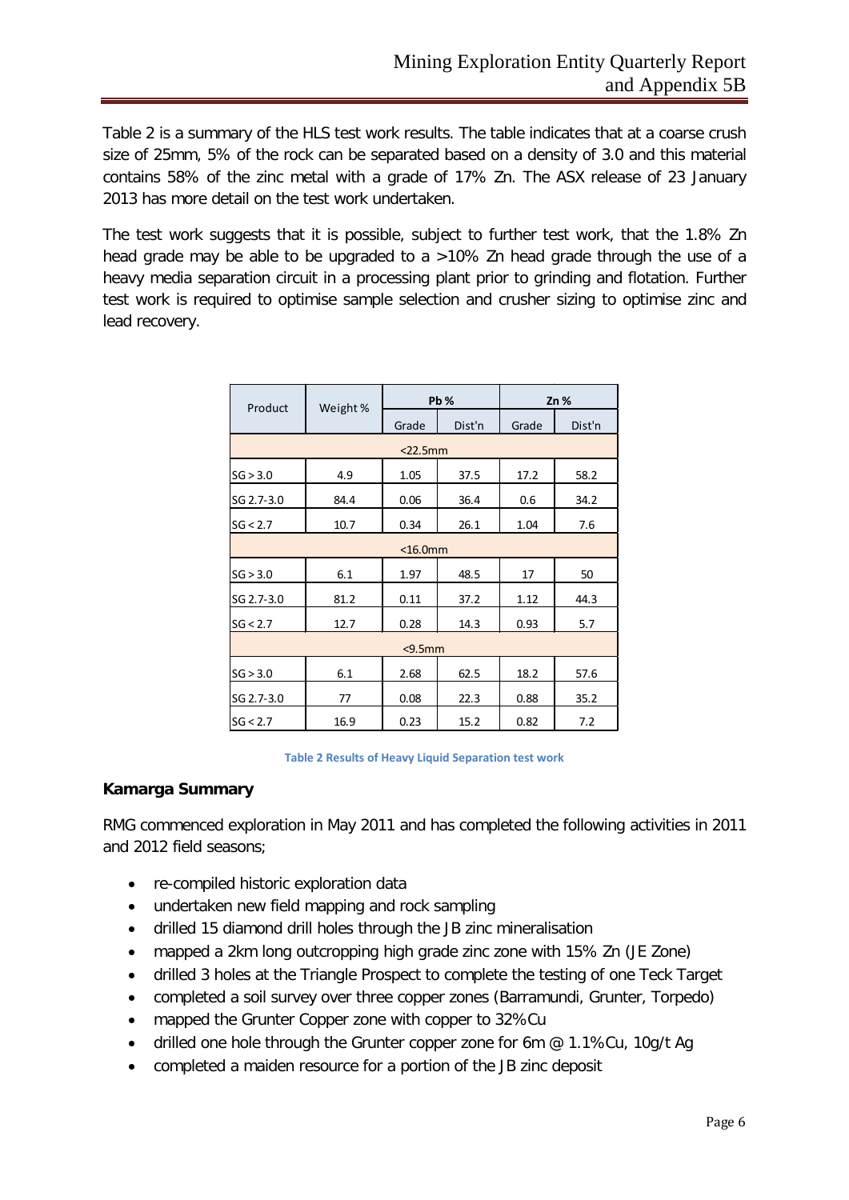Table 2 is a summary of the HLS test work results. The table indicates that at a coarse crush size of 25mm, 5% of the rock can be separated based on a density of 3.0 and this material contains 58% of the zinc metal with a grade of 17% Zn. The ASX release of 23 January 2013 has more detail on the test work undertaken.

The test work suggests that it is possible, subject to further test work, that the 1.8% Zn head grade may be able to be upgraded to a >10% Zn head grade through the use of a heavy media separation circuit in a processing plant prior to grinding and flotation. Further test work is required to optimise sample selection and crusher sizing to optimise zinc and lead recovery.

| Product | Weight % | Pb % | | Zn % | |
|---|---|---|---|---|---|
| | | Grade | Dist'n | Grade | Dist'n |
| <22.5mm | | | | | |
| SG > 3.0 | 4.9 | 1.05 | 37.5 | 17.2 | 58.2 |
| SG 2.7-3.0 | 84.4 | 0.06 | 36.4 | 0.6 | 34.2 |
| SG < 2.7 | 10.7 | 0.34 | 26.1 | 1.04 | 7.6 |
| <16.0mm | | | | | |
| SG > 3.0 | 6.1 | 1.97 | 48.5 | 17 | 50 |
| SG 2.7-3.0 | 81.2 | 0.11 | 37.2 | 1.12 | 44.3 |
| SG < 2.7 | 12.7 | 0.28 | 14.3 | 0.93 | 5.7 |
| <9.5mm | | | | | |
| SG > 3.0 | 6.1 | 2.68 | 62.5 | 18.2 | 57.6 |
| SG 2.7-3.0 | 77 | 0.08 | 22.3 | 0.88 | 35.2 |
| SG < 2.7 | 16.9 | 0.23 | 15.2 | 0.82 | 7.2 |

Table 2 Results of Heavy Liquid Separation test work

### Kamarga Summary

RMG commenced exploration in May 2011 and has completed the following activities in 2011 and 2012 field seasons;

- re-compiled historic exploration data
- undertaken new field mapping and rock sampling
- drilled 15 diamond drill holes through the JB zinc mineralisation
- mapped a 2km long outcropping high grade zinc zone with 15% Zn (JE Zone)
- drilled 3 holes at the Triangle Prospect to complete the testing of one Teck Target
- completed a soil survey over three copper zones (Barramundi, Grunter, Torpedo)
- mapped the Grunter Copper zone with copper to 32%Cu
- drilled one hole through the Grunter copper zone for 6m @ 1.1%Cu, 10g/t Ag
- completed a maiden resource for a portion of the JB zinc deposit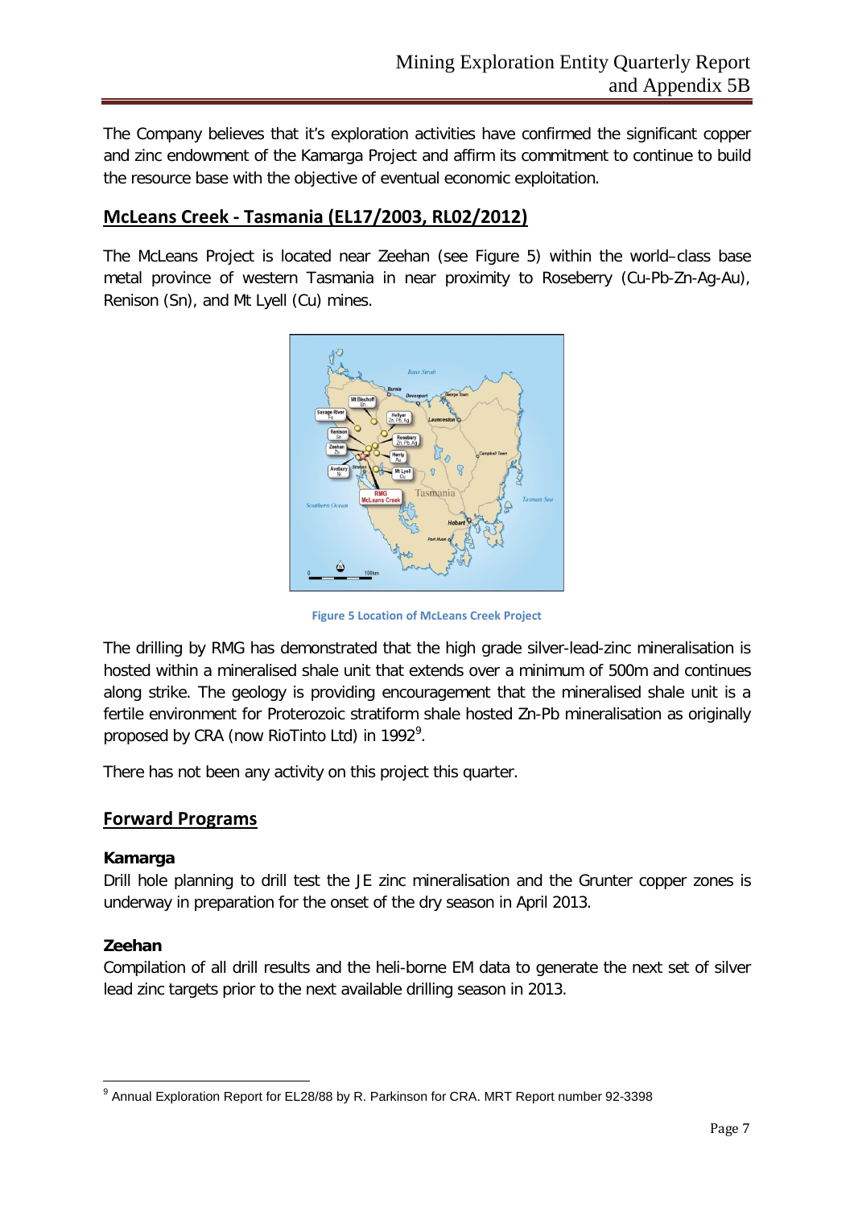The Company believes that it's exploration activities have confirmed the significant copper and zinc endowment of the Kamarga Project and affirm its commitment to continue to build the resource base with the objective of eventual economic exploitation.

## McLeans Creek - Tasmania (EL17/2003, RL02/2012)

The McLeans Project is located near Zeehan (see Figure 5) within the world–class base metal province of western Tasmania in near proximity to Roseberry (Cu-Pb-Zn-Ag-Au), Renison (Sn), and Mt Lyell (Cu) mines.

Figure 5 Location of McLeans Creek Project

The drilling by RMG has demonstrated that the high grade silver-lead-zinc mineralisation is hosted within a mineralised shale unit that extends over a minimum of 500m and continues along strike. The geology is providing encouragement that the mineralised shale unit is a fertile environment for Proterozoic stratiform shale hosted Zn-Pb mineralisation as originally proposed by CRA (now RioTinto Ltd) in 1992[9].

There has not been any activity on this project this quarter.

## Forward Programs

**Kamarga**

Drill hole planning to drill test the JE zinc mineralisation and the Grunter copper zones is underway in preparation for the onset of the dry season in April 2013.

**Zeehan**

Compilation of all drill results and the heli-borne EM data to generate the next set of silver lead zinc targets prior to the next available drilling season in 2013.

[9] Annual Exploration Report for EL28/88 by R. Parkinson for CRA. MRT Report number 92-3398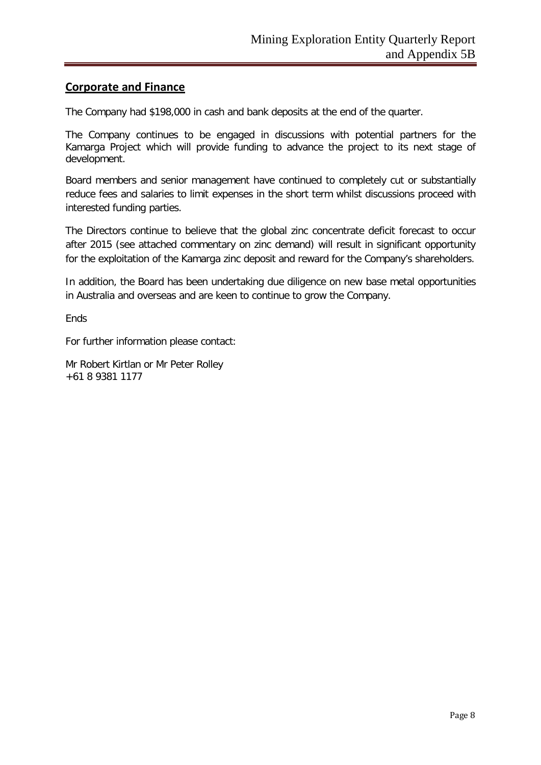## Corporate and Finance

The Company had $198,000 in cash and bank deposits at the end of the quarter.

The Company continues to be engaged in discussions with potential partners for the Kamarga Project which will provide funding to advance the project to its next stage of development.

Board members and senior management have continued to completely cut or substantially reduce fees and salaries to limit expenses in the short term whilst discussions proceed with interested funding parties.

The Directors continue to believe that the global zinc concentrate deficit forecast to occur after 2015 (see attached commentary on zinc demand) will result in significant opportunity for the exploitation of the Kamarga zinc deposit and reward for the Company's shareholders.

In addition, the Board has been undertaking due diligence on new base metal opportunities in Australia and overseas and are keen to continue to grow the Company.

Ends

For further information please contact:

Mr Robert Kirtlan or Mr Peter Rolley  
+61 8 9381 1177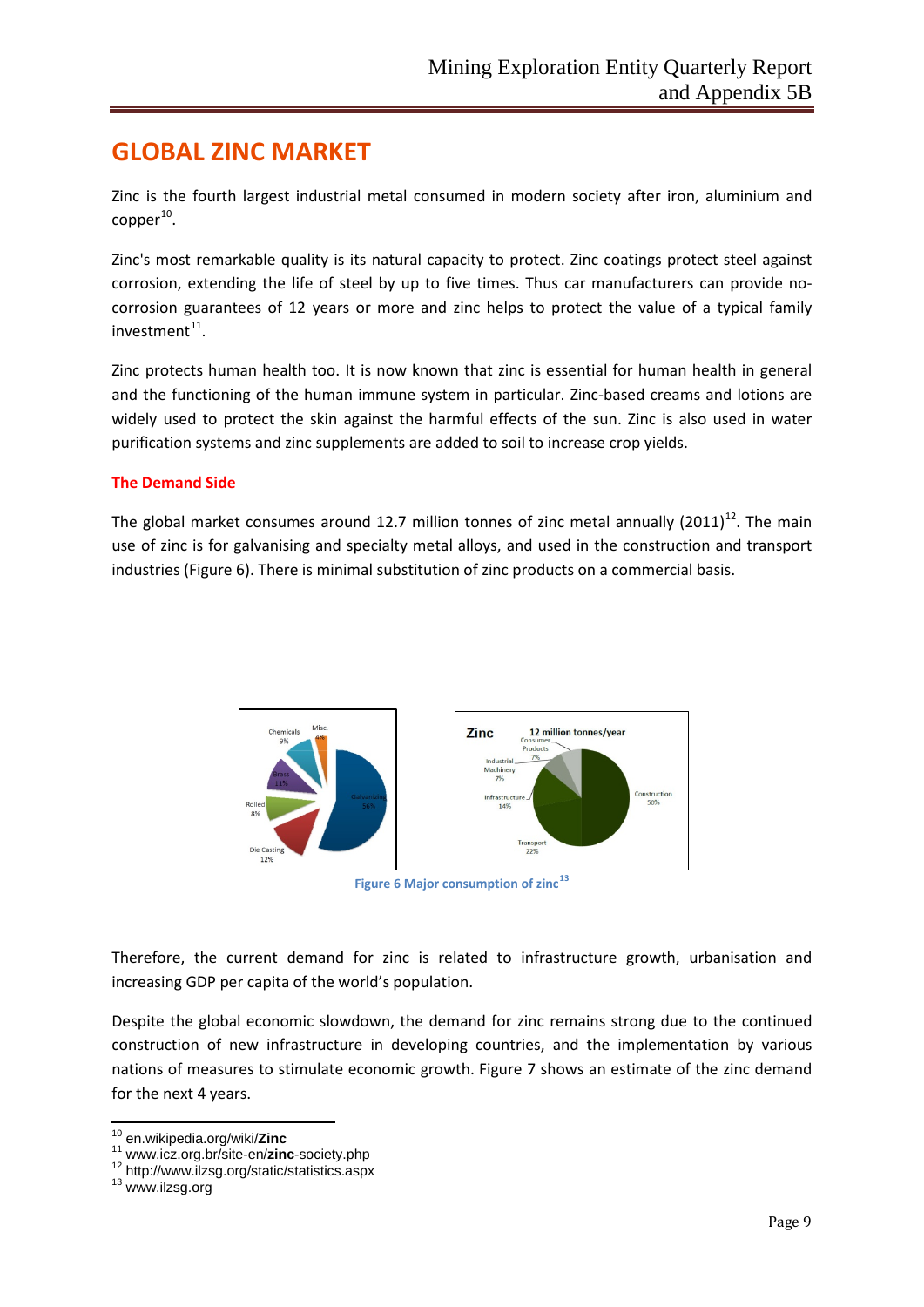## GLOBAL ZINC MARKET

Zinc is the fourth largest industrial metal consumed in modern society after iron, aluminium and copper[10].

Zinc's most remarkable quality is its natural capacity to protect. Zinc coatings protect steel against corrosion, extending the life of steel by up to five times. Thus car manufacturers can provide no-corrosion guarantees of 12 years or more and zinc helps to protect the value of a typical family investment[11].

Zinc protects human health too. It is now known that zinc is essential for human health in general and the functioning of the human immune system in particular. Zinc-based creams and lotions are widely used to protect the skin against the harmful effects of the sun. Zinc is also used in water purification systems and zinc supplements are added to soil to increase crop yields.

### The Demand Side

The global market consumes around 12.7 million tonnes of zinc metal annually (2011)[12]. The main use of zinc is for galvanising and specialty metal alloys, and used in the construction and transport industries (Figure 6). There is minimal substitution of zinc products on a commercial basis.

Chemicals 9%
Misc. 4%
Brass 11%
Galvanizing 56%
Rolled 8%
Die Casting 12%

Zinc
12 million tonnes/year
Consumer Products 7%
Industrial Machinery 7%
Infrastructure 14%
Construction 50%
Transport 22%

Figure 6 Major consumption of zinc[13]

Therefore, the current demand for zinc is related to infrastructure growth, urbanisation and increasing GDP per capita of the world's population.

Despite the global economic slowdown, the demand for zinc remains strong due to the continued construction of new infrastructure in developing countries, and the implementation by various nations of measures to stimulate economic growth. Figure 7 shows an estimate of the zinc demand for the next 4 years.

---

[10] en.wikipedia.org/wiki/**Zinc**
[11] www.icz.org.br/site-en/**zinc**-society.php
[12] http://www.ilzsg.org/static/statistics.aspx
[13] www.ilzsg.org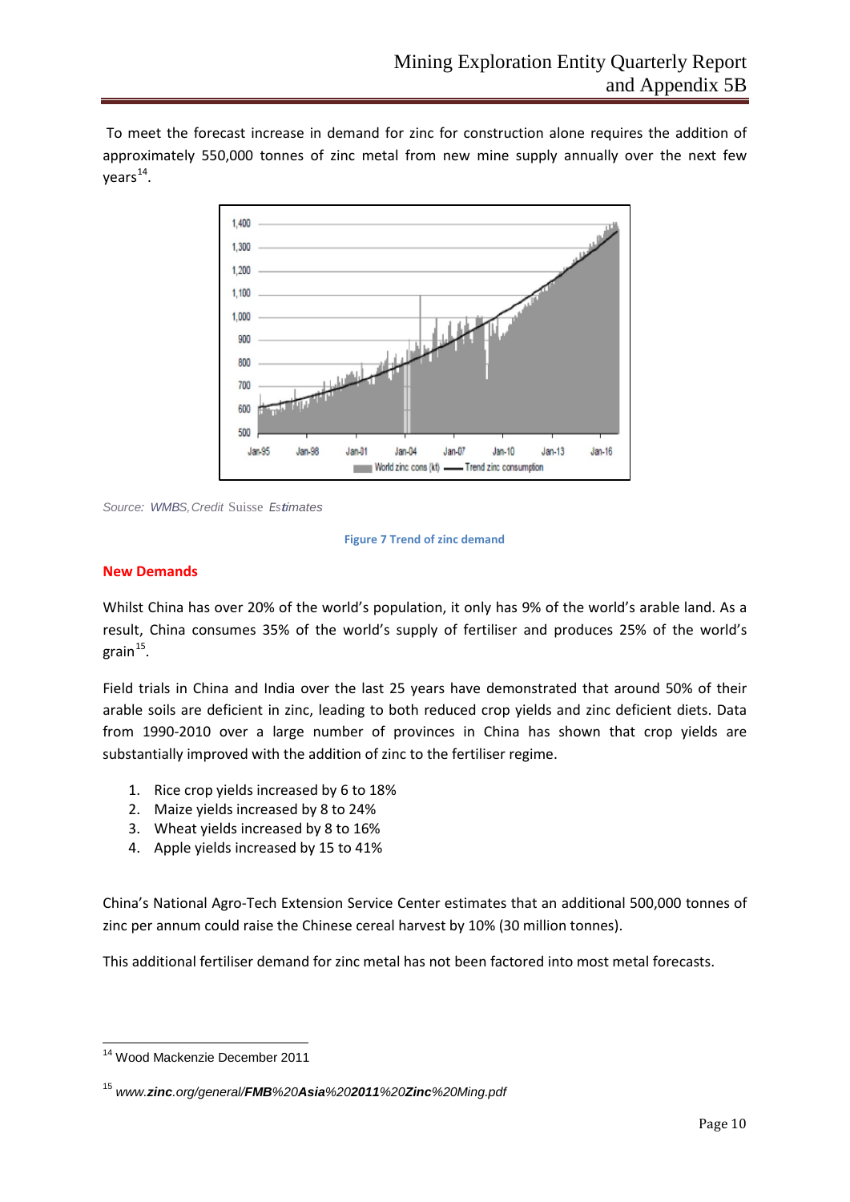To meet the forecast increase in demand for zinc for construction alone requires the addition of approximately 550,000 tonnes of zinc metal from new mine supply annually over the next few years[14].

1,400
1,300
1,200
1,100
1,000
900
800
700
600
500

Jan-95 Jan-98 Jan-01 Jan-04 Jan-07 Jan-10 Jan-13 Jan-16

World zinc cons (kt) — Trend zinc consumption

*Source: WMBS, Credit Suisse Estimates*

**Figure 7 Trend of zinc demand**

## New Demands

Whilst China has over 20% of the world's population, it only has 9% of the world's arable land. As a result, China consumes 35% of the world's supply of fertiliser and produces 25% of the world's grain[15].

Field trials in China and India over the last 25 years have demonstrated that around 50% of their arable soils are deficient in zinc, leading to both reduced crop yields and zinc deficient diets. Data from 1990-2010 over a large number of provinces in China has shown that crop yields are substantially improved with the addition of zinc to the fertiliser regime.

1. Rice crop yields increased by 6 to 18%
2. Maize yields increased by 8 to 24%
3. Wheat yields increased by 8 to 16%
4. Apple yields increased by 15 to 41%

China's National Agro-Tech Extension Service Center estimates that an additional 500,000 tonnes of zinc per annum could raise the Chinese cereal harvest by 10% (30 million tonnes).

This additional fertiliser demand for zinc metal has not been factored into most metal forecasts.

---

[14] Wood Mackenzie December 2011

[15] *www.**zinc**.org/general/**FMB**%20**Asia**%20**2011**%20**Zinc**%20Ming.pdf*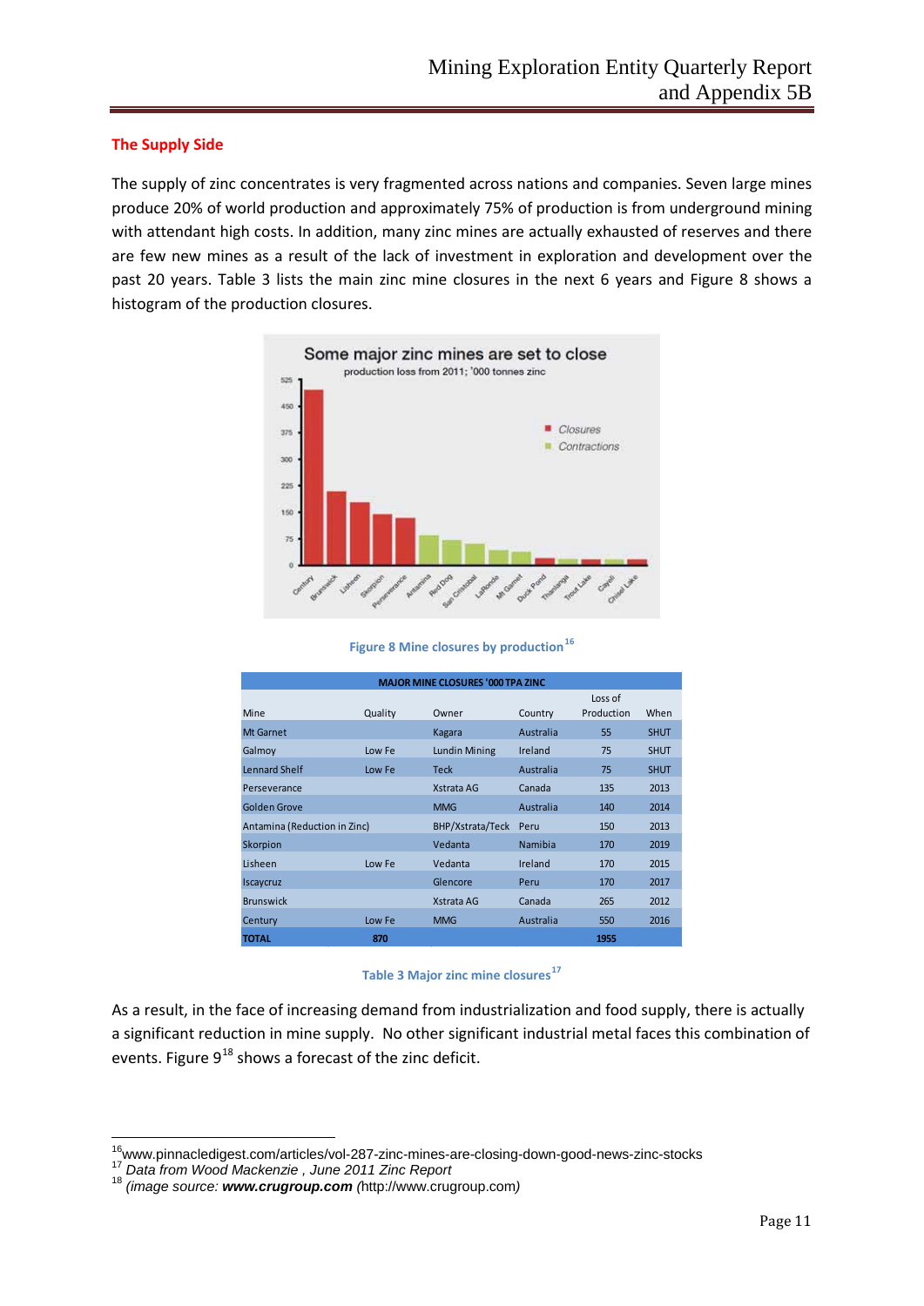## The Supply Side

The supply of zinc concentrates is very fragmented across nations and companies. Seven large mines produce 20% of world production and approximately 75% of production is from underground mining with attendant high costs. In addition, many zinc mines are actually exhausted of reserves and there are few new mines as a result of the lack of investment in exploration and development over the past 20 years. Table 3 lists the main zinc mine closures in the next 6 years and Figure 8 shows a histogram of the production closures.

Some major zinc mines are set to close

production loss from 2011; '000 tonnes zinc

525
450
375
300
225
150
75
0

Closures
Contractions

Century
Brunswick
Lisheen
Skorpion
Perseverance
Antamina
Red Dog
San Cristobal
LaRonde
Mt Garnet
Duck Pond
Thalanga
Trout Lake
Cayeli
Chisel Lake

Figure 8 Mine closures by production[16]

| MAJOR MINE CLOSURES '000 TPA ZINC | | | | | |
|---|---|---|---|---|---|
| Mine | Quality | Owner | Country | Loss of Production | When |
| Mt Garnet | | Kagara | Australia | 55 | SHUT |
| Galmoy | Low Fe | Lundin Mining | Ireland | 75 | SHUT |
| Lennard Shelf | Low Fe | Teck | Australia | 75 | SHUT |
| Perseverance | | Xstrata AG | Canada | 135 | 2013 |
| Golden Grove | | MMG | Australia | 140 | 2014 |
| Antamina (Reduction in Zinc) | | BHP/Xstrata/Teck | Peru | 150 | 2013 |
| Skorpion | | Vedanta | Namibia | 170 | 2019 |
| Lisheen | Low Fe | Vedanta | Ireland | 170 | 2015 |
| Iscaycruz | | Glencore | Peru | 170 | 2017 |
| Brunswick | | Xstrata AG | Canada | 265 | 2012 |
| Century | Low Fe | MMG | Australia | 550 | 2016 |
| **TOTAL** | **870** | | | **1955** | |

Table 3 Major zinc mine closures[17]

As a result, in the face of increasing demand from industrialization and food supply, there is actually a significant reduction in mine supply. No other significant industrial metal faces this combination of events. Figure 9[18] shows a forecast of the zinc deficit.

---

[16] www.pinnacledigest.com/articles/vol-287-zinc-mines-are-closing-down-good-news-zinc-stocks

[17] *Data from Wood Mackenzie , June 2011 Zinc Report*

[18] *(image source:* ***www.crugroup.com*** *(*http://www.crugroup.com*)*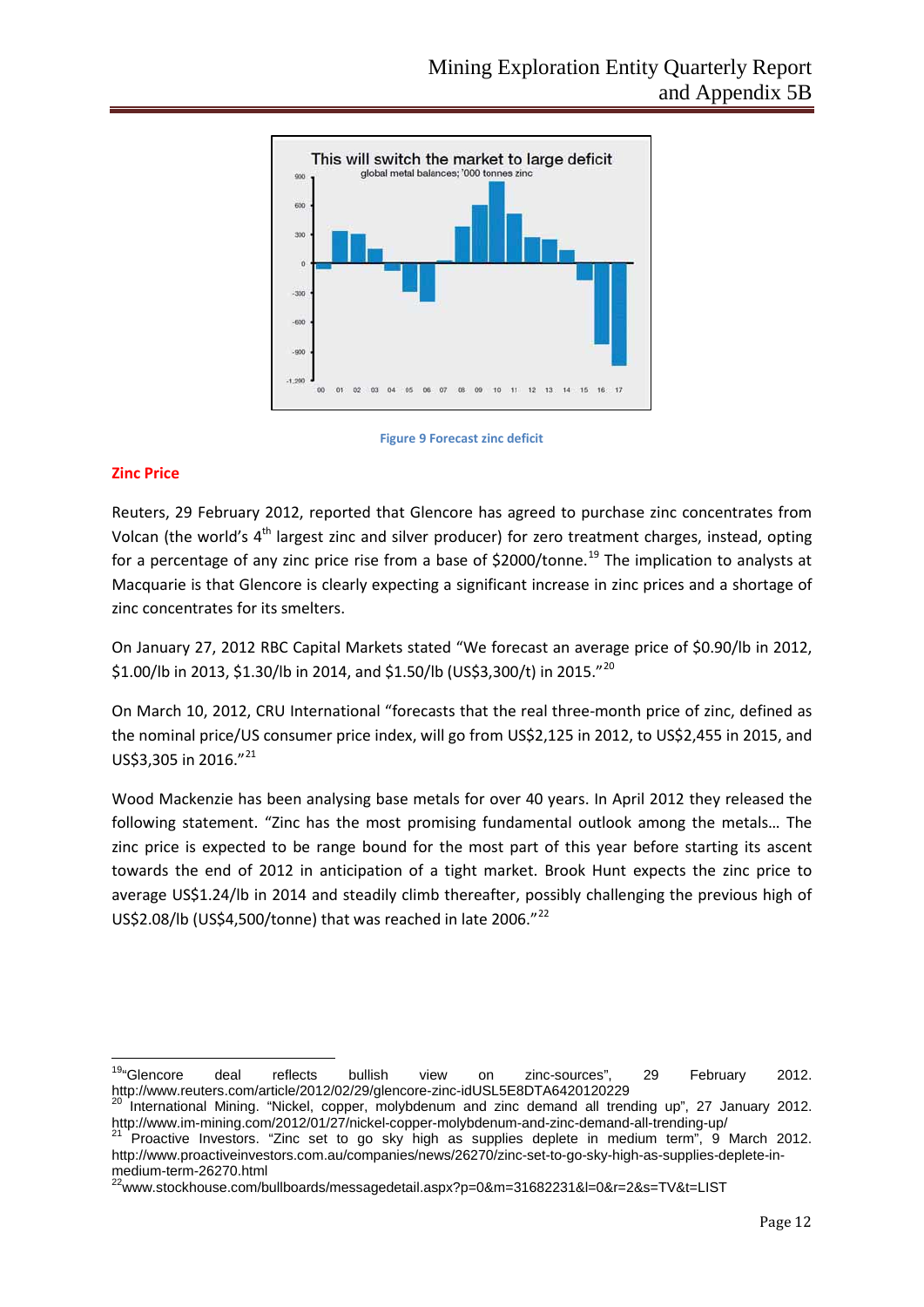This will switch the market to large deficit

global metal balances; '000 tonnes zinc

900
600
300
0
-300
-600
-900
-1,200

00 01 02 03 04 05 06 07 08 09 10 11 12 13 14 15 16 17

Figure 9 Forecast zinc deficit

## Zinc Price

Reuters, 29 February 2012, reported that Glencore has agreed to purchase zinc concentrates from Volcan (the world's 4th largest zinc and silver producer) for zero treatment charges, instead, opting for a percentage of any zinc price rise from a base of $2000/tonne.[19] The implication to analysts at Macquarie is that Glencore is clearly expecting a significant increase in zinc prices and a shortage of zinc concentrates for its smelters.

On January 27, 2012 RBC Capital Markets stated "We forecast an average price of $0.90/lb in 2012, $1.00/lb in 2013, $1.30/lb in 2014, and $1.50/lb (US$3,300/t) in 2015."[20]

On March 10, 2012, CRU International "forecasts that the real three-month price of zinc, defined as the nominal price/US consumer price index, will go from US$2,125 in 2012, to US$2,455 in 2015, and US$3,305 in 2016."[21]

Wood Mackenzie has been analysing base metals for over 40 years. In April 2012 they released the following statement. "Zinc has the most promising fundamental outlook among the metals… The zinc price is expected to be range bound for the most part of this year before starting its ascent towards the end of 2012 in anticipation of a tight market. Brook Hunt expects the zinc price to average US$1.24/lb in 2014 and steadily climb thereafter, possibly challenging the previous high of US$2.08/lb (US$4,500/tonne) that was reached in late 2006."[22]

---

[19] "Glencore deal reflects bullish view on zinc-sources", 29 February 2012. http://www.reuters.com/article/2012/02/29/glencore-zinc-idUSL5E8DTA6420120229

[20] International Mining. "Nickel, copper, molybdenum and zinc demand all trending up", 27 January 2012. http://www.im-mining.com/2012/01/27/nickel-copper-molybdenum-and-zinc-demand-all-trending-up/

[21] Proactive Investors. "Zinc set to go sky high as supplies deplete in medium term", 9 March 2012. http://www.proactiveinvestors.com.au/companies/news/26270/zinc-set-to-go-sky-high-as-supplies-deplete-in-medium-term-26270.html

[22] www.stockhouse.com/bullboards/messagedetail.aspx?p=0&m=31682231&l=0&r=2&s=TV&t=LIST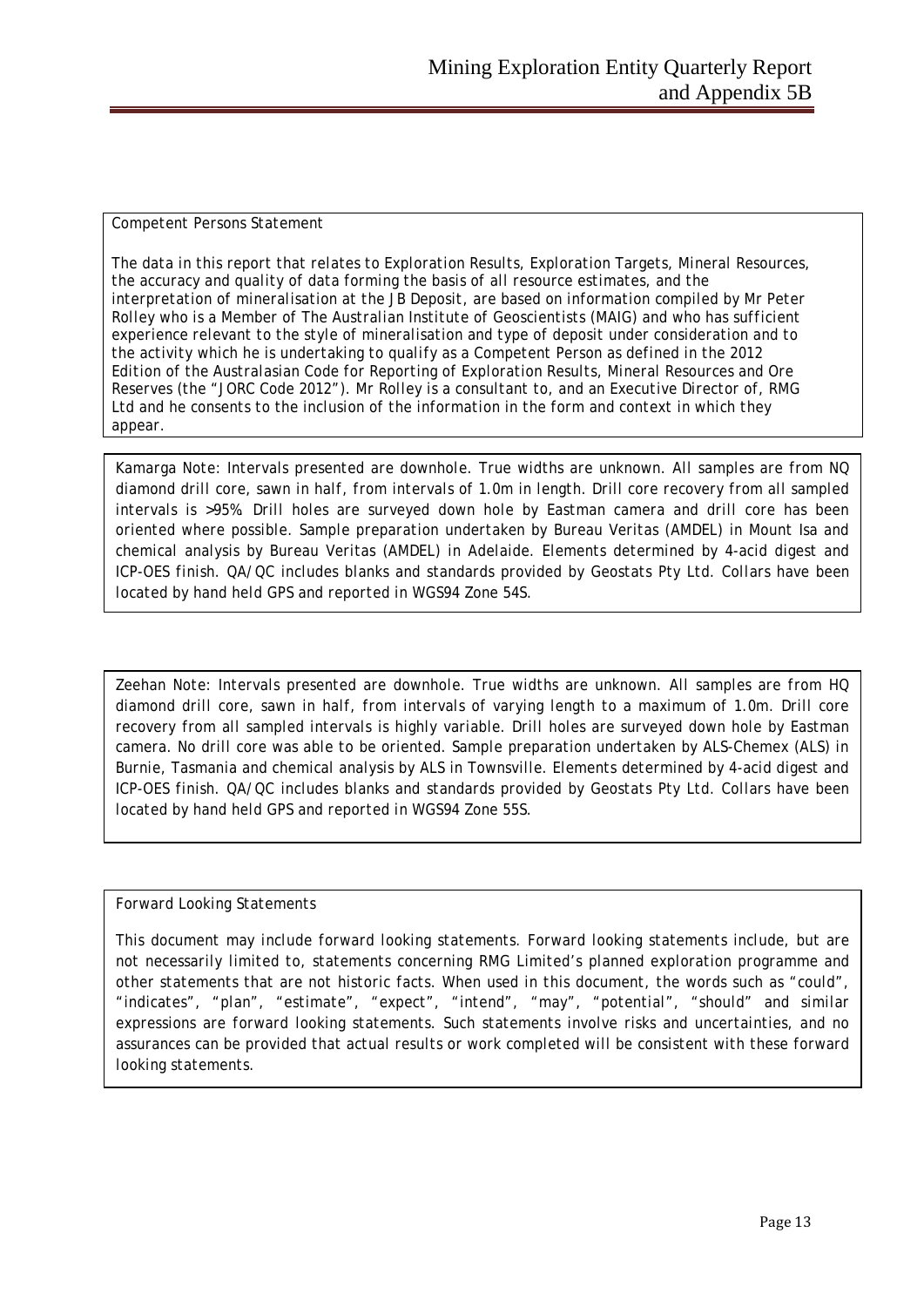Competent Persons Statement

The data in this report that relates to Exploration Results, Exploration Targets, Mineral Resources, the accuracy and quality of data forming the basis of all resource estimates, and the interpretation of mineralisation at the JB Deposit, are based on information compiled by Mr Peter Rolley who is a Member of The Australian Institute of Geoscientists (MAIG) and who has sufficient experience relevant to the style of mineralisation and type of deposit under consideration and to the activity which he is undertaking to qualify as a Competent Person as defined in the 2012 Edition of the Australasian Code for Reporting of Exploration Results, Mineral Resources and Ore Reserves (the "JORC Code 2012"). Mr Rolley is a consultant to, and an Executive Director of, RMG Ltd and he consents to the inclusion of the information in the form and context in which they appear.

Kamarga Note: Intervals presented are downhole. True widths are unknown. All samples are from NQ diamond drill core, sawn in half, from intervals of 1.0m in length. Drill core recovery from all sampled intervals is >95%. Drill holes are surveyed down hole by Eastman camera and drill core has been oriented where possible. Sample preparation undertaken by Bureau Veritas (AMDEL) in Mount Isa and chemical analysis by Bureau Veritas (AMDEL) in Adelaide. Elements determined by 4-acid digest and ICP-OES finish. QA/QC includes blanks and standards provided by Geostats Pty Ltd. Collars have been located by hand held GPS and reported in WGS94 Zone 54S.

Zeehan Note: Intervals presented are downhole. True widths are unknown. All samples are from HQ diamond drill core, sawn in half, from intervals of varying length to a maximum of 1.0m. Drill core recovery from all sampled intervals is highly variable. Drill holes are surveyed down hole by Eastman camera. No drill core was able to be oriented. Sample preparation undertaken by ALS-Chemex (ALS) in Burnie, Tasmania and chemical analysis by ALS in Townsville. Elements determined by 4-acid digest and ICP-OES finish. QA/QC includes blanks and standards provided by Geostats Pty Ltd. Collars have been located by hand held GPS and reported in WGS94 Zone 55S.

Forward Looking Statements

This document may include forward looking statements. Forward looking statements include, but are not necessarily limited to, statements concerning RMG Limited's planned exploration programme and other statements that are not historic facts. When used in this document, the words such as "could", "indicates", "plan", "estimate", "expect", "intend", "may", "potential", "should" and similar expressions are forward looking statements. Such statements involve risks and uncertainties, and no assurances can be provided that actual results or work completed will be consistent with these forward looking statements.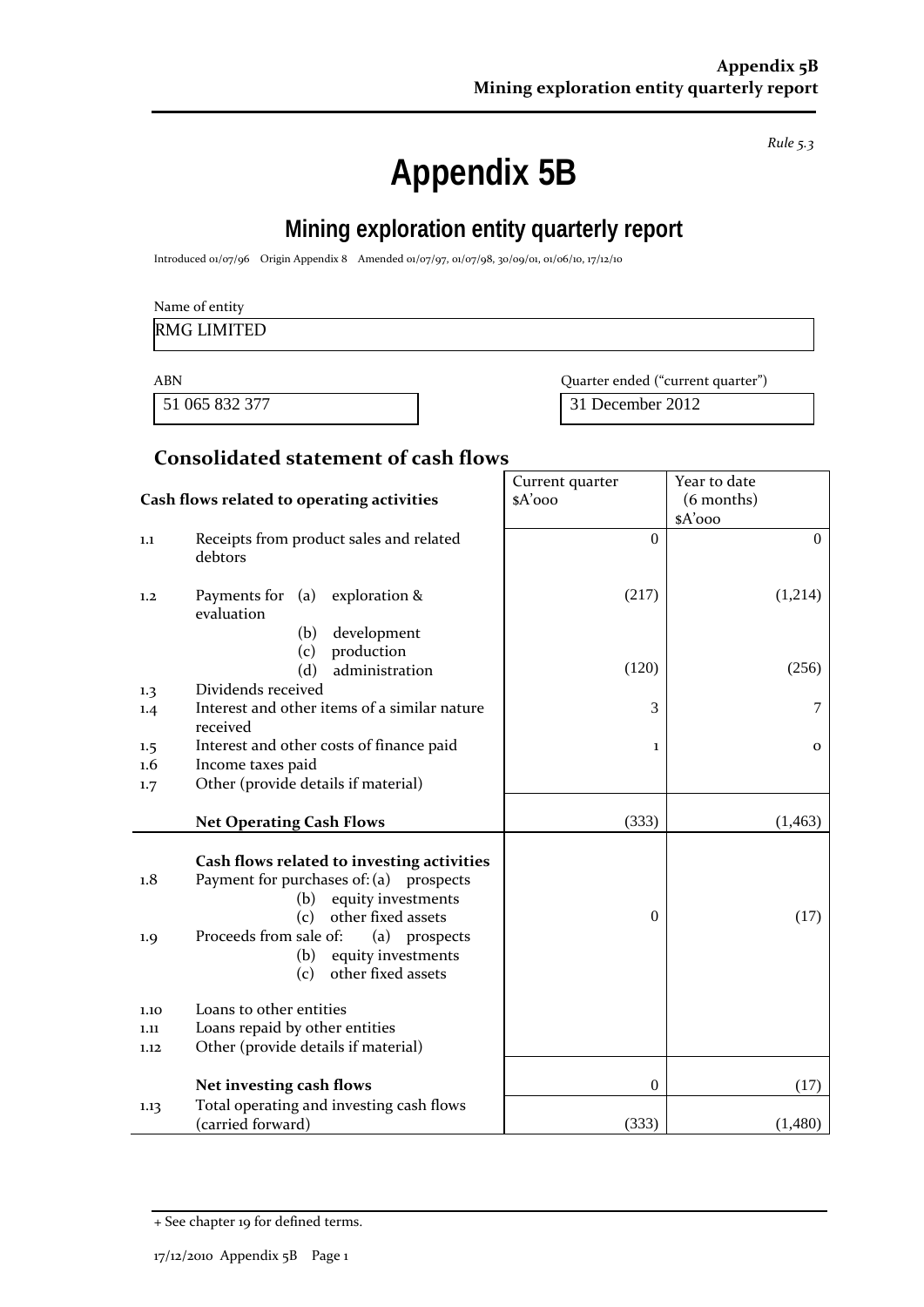# Appendix 5B

## Mining exploration entity quarterly report

*Rule 5.3*

Introduced 01/07/96 Origin Appendix 8 Amended 01/07/97, 01/07/98, 30/09/01, 01/06/10, 17/12/10

Name of entity

RMG LIMITED

| ABN | Quarter ended ("current quarter") |
|---|---|
| 51 065 832 377 | 31 December 2012 |

## Consolidated statement of cash flows

| | Cash flows related to operating activities | Current quarter $A'000 | Year to date (6 months) $A'000 |
|---|---|---|---|
| 1.1 | Receipts from product sales and related debtors | 0 | 0 |
| 1.2 | Payments for (a) exploration & evaluation | (217) | (1,214) |
| | (b) development | | |
| | (c) production | | |
| | (d) administration | (120) | (256) |
| 1.3 | Dividends received | | |
| 1.4 | Interest and other items of a similar nature received | 3 | 7 |
| 1.5 | Interest and other costs of finance paid | 1 | 0 |
| 1.6 | Income taxes paid | | |
| 1.7 | Other (provide details if material) | | |
| | **Net Operating Cash Flows** | (333) | (1,463) |
| | **Cash flows related to investing activities** | | |
| 1.8 | Payment for purchases of: (a) prospects | | |
| | (b) equity investments | | |
| | (c) other fixed assets | 0 | (17) |
| 1.9 | Proceeds from sale of: (a) prospects | | |
| | (b) equity investments | | |
| | (c) other fixed assets | | |
| 1.10 | Loans to other entities | | |
| 1.11 | Loans repaid by other entities | | |
| 1.12 | Other (provide details if material) | | |
| | **Net investing cash flows** | 0 | (17) |
| 1.13 | Total operating and investing cash flows (carried forward) | (333) | (1,480) |

+ See chapter 19 for defined terms.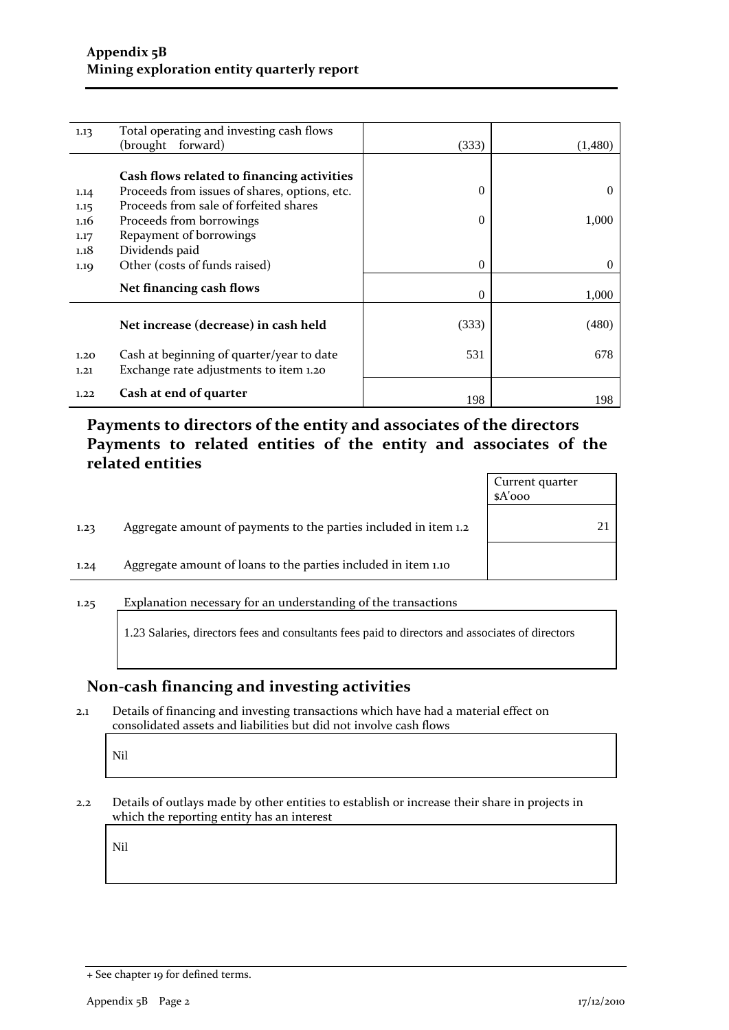| | | | |
|---|---|---|---|
| 1.13 | Total operating and investing cash flows (brought forward) | (333) | (1,480) |
| | **Cash flows related to financing activities** | | |
| 1.14 | Proceeds from issues of shares, options, etc. | 0 | 0 |
| 1.15 | Proceeds from sale of forfeited shares | | |
| 1.16 | Proceeds from borrowings | 0 | 1,000 |
| 1.17 | Repayment of borrowings | | |
| 1.18 | Dividends paid | | |
| 1.19 | Other (costs of funds raised) | 0 | 0 |
| | **Net financing cash flows** | 0 | 1,000 |
| | **Net increase (decrease) in cash held** | (333) | (480) |
| 1.20 | Cash at beginning of quarter/year to date | 531 | 678 |
| 1.21 | Exchange rate adjustments to item 1.20 | | |
| 1.22 | **Cash at end of quarter** | 198 | 198 |

## Payments to directors of the entity and associates of the directors Payments to related entities of the entity and associates of the related entities

| | | Current quarter $A'000 |
|---|---|---|
| 1.23 | Aggregate amount of payments to the parties included in item 1.2 | 21 |
| 1.24 | Aggregate amount of loans to the parties included in item 1.10 | |

1.25 Explanation necessary for an understanding of the transactions

1.23 Salaries, directors fees and consultants fees paid to directors and associates of directors

## Non-cash financing and investing activities

2.1 Details of financing and investing transactions which have had a material effect on consolidated assets and liabilities but did not involve cash flows

Nil

2.2 Details of outlays made by other entities to establish or increase their share in projects in which the reporting entity has an interest

Nil

+ See chapter 19 for defined terms.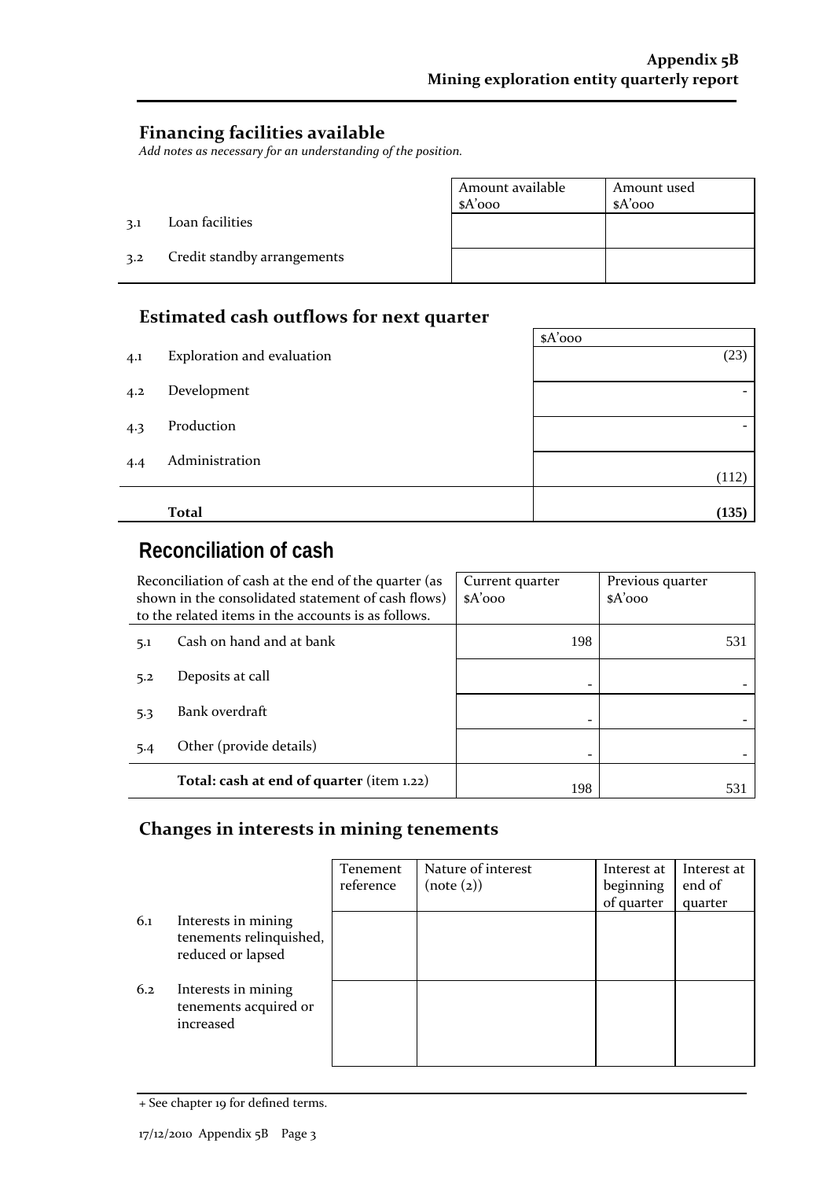## Financing facilities available

*Add notes as necessary for an understanding of the position.*

| | | Amount available $A'000 | Amount used $A'000 |
|---|---|---|---|
| 3.1 | Loan facilities | | |
| 3.2 | Credit standby arrangements | | |

## Estimated cash outflows for next quarter

| | | $A'000 |
|---|---|---|
| 4.1 | Exploration and evaluation | (23) |
| 4.2 | Development | - |
| 4.3 | Production | - |
| 4.4 | Administration | (112) |
| | **Total** | **(135)** |

# Reconciliation of cash

| Reconciliation of cash at the end of the quarter (as shown in the consolidated statement of cash flows) to the related items in the accounts is as follows. | | Current quarter $A'000 | Previous quarter $A'000 |
|---|---|---|---|
| 5.1 | Cash on hand and at bank | 198 | 531 |
| 5.2 | Deposits at call | - | - |
| 5.3 | Bank overdraft | - | - |
| 5.4 | Other (provide details) | - | - |
| | **Total: cash at end of quarter** (item 1.22) | 198 | 531 |

## Changes in interests in mining tenements

| | | Tenement reference | Nature of interest (note (2)) | Interest at beginning of quarter | Interest at end of quarter |
|---|---|---|---|---|---|
| 6.1 | Interests in mining tenements relinquished, reduced or lapsed | | | | |
| 6.2 | Interests in mining tenements acquired or increased | | | | |

+ See chapter 19 for defined terms.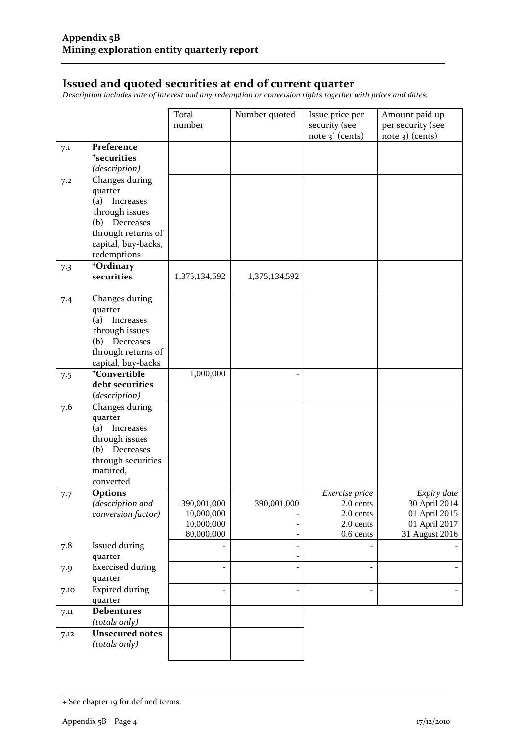**Appendix 5B**
**Mining exploration entity quarterly report**

## Issued and quoted securities at end of current quarter

*Description includes rate of interest and any redemption or conversion rights together with prices and dates.*

| | | Total number | Number quoted | Issue price per security (see note 3) (cents) | Amount paid up per security (see note 3) (cents) |
|---|---|---|---|---|---|
| 7.1 | **Preference +securities** *(description)* | | | | |
| 7.2 | Changes during quarter (a) Increases through issues (b) Decreases through returns of capital, buy-backs, redemptions | | | | |
| 7.3 | **+Ordinary securities** | 1,375,134,592 | 1,375,134,592 | | |
| 7.4 | Changes during quarter (a) Increases through issues (b) Decreases through returns of capital, buy-backs | | | | |
| 7.5 | **+Convertible debt securities** *(description)* | 1,000,000 | - | | |
| 7.6 | Changes during quarter (a) Increases through issues (b) Decreases through securities matured, converted | | | | |
| 7.7 | **Options** *(description and conversion factor)* | | | *Exercise price* | *Expiry date* |
| | | 390,001,000 | 390,001,000 | 2.0 cents | 30 April 2014 |
| | | 10,000,000 | - | 2.0 cents | 01 April 2015 |
| | | 10,000,000 | - | 2.0 cents | 01 April 2017 |
| | | 80,000,000 | - | 0.6 cents | 31 August 2016 |
| 7.8 | Issued during quarter | - | - | - | - |
| 7.9 | Exercised during quarter | - | - | - | - |
| 7.10 | Expired during quarter | - | - | - | - |
| 7.11 | **Debentures** *(totals only)* | | | | |
| 7.12 | **Unsecured notes** *(totals only)* | | | | |

+ See chapter 19 for defined terms.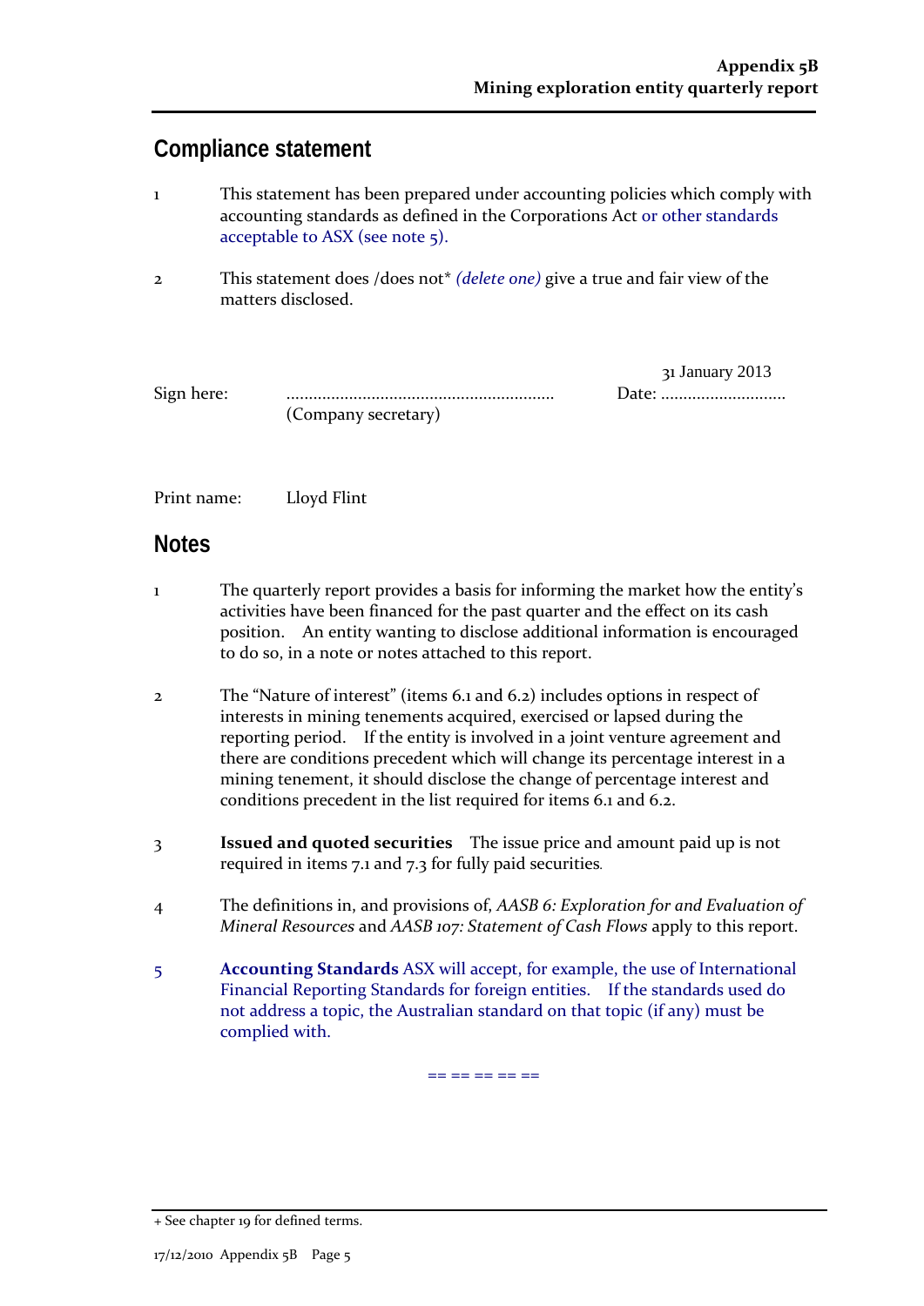## Compliance statement

1 This statement has been prepared under accounting policies which comply with accounting standards as defined in the Corporations Act or other standards acceptable to ASX (see note 5).

2 This statement does /does not* *(delete one)* give a true and fair view of the matters disclosed.

Sign here: ............................................................ (Company secretary)

Date: 31 January 2013

Print name: Lloyd Flint

## Notes

1 The quarterly report provides a basis for informing the market how the entity's activities have been financed for the past quarter and the effect on its cash position. An entity wanting to disclose additional information is encouraged to do so, in a note or notes attached to this report.

2 The "Nature of interest" (items 6.1 and 6.2) includes options in respect of interests in mining tenements acquired, exercised or lapsed during the reporting period. If the entity is involved in a joint venture agreement and there are conditions precedent which will change its percentage interest in a mining tenement, it should disclose the change of percentage interest and conditions precedent in the list required for items 6.1 and 6.2.

3 **Issued and quoted securities** The issue price and amount paid up is not required in items 7.1 and 7.3 for fully paid securities.

4 The definitions in, and provisions of, *AASB 6: Exploration for and Evaluation of Mineral Resources* and *AASB 107: Statement of Cash Flows* apply to this report.

5 **Accounting Standards** ASX will accept, for example, the use of International Financial Reporting Standards for foreign entities. If the standards used do not address a topic, the Australian standard on that topic (if any) must be complied with.

== == == == ==